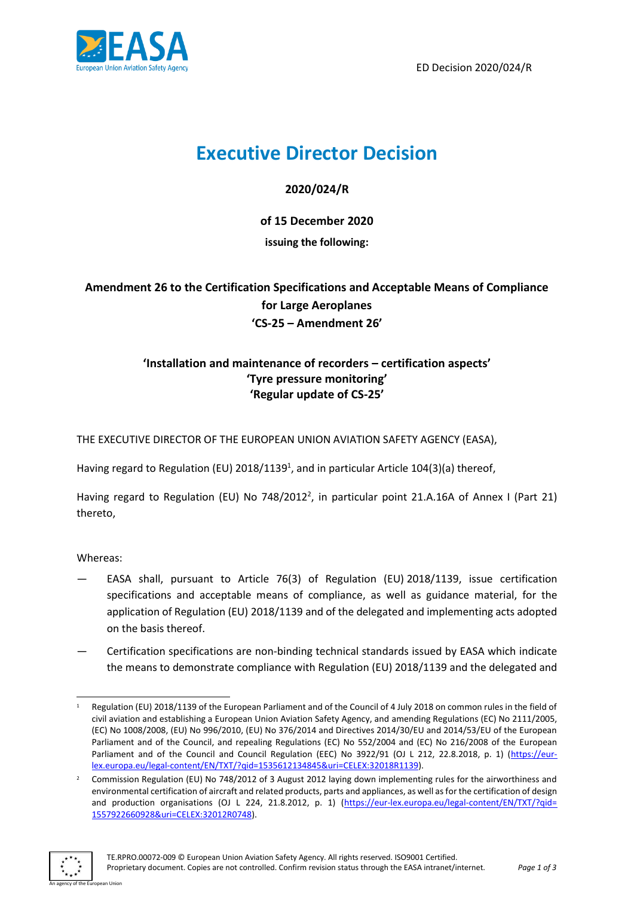ED Decision 2020/024/R

# Executive Director Decision

**2020/024/R**

**of 15 December 2020**

**issuing the following:**

## Amendment 26 to the Certification Specifications and Acceptable Means of Compliance for Large Aeroplanes 'CS-25 – Amendment 26'

### 'Installation and maintenance of recorders – certification aspects' 'Tyre pressure monitoring' 'Regular update of CS-25'

THE EXECUTIVE DIRECTOR OF THE EUROPEAN UNION AVIATION SAFETY AGENCY (EASA),

Having regard to Regulation (EU) 2018/1139[1], and in particular Article 104(3)(a) thereof,

Having regard to Regulation (EU) No 748/2012[2], in particular point 21.A.16A of Annex I (Part 21) thereto,

Whereas:

- EASA shall, pursuant to Article 76(3) of Regulation (EU) 2018/1139, issue certification specifications and acceptable means of compliance, as well as guidance material, for the application of Regulation (EU) 2018/1139 and of the delegated and implementing acts adopted on the basis thereof.
- Certification specifications are non-binding technical standards issued by EASA which indicate the means to demonstrate compliance with Regulation (EU) 2018/1139 and the delegated and

---

[1] Regulation (EU) 2018/1139 of the European Parliament and of the Council of 4 July 2018 on common rules in the field of civil aviation and establishing a European Union Aviation Safety Agency, and amending Regulations (EC) No 2111/2005, (EC) No 1008/2008, (EU) No 996/2010, (EU) No 376/2014 and Directives 2014/30/EU and 2014/53/EU of the European Parliament and of the Council, and repealing Regulations (EC) No 552/2004 and (EC) No 216/2008 of the European Parliament and of the Council and Council Regulation (EEC) No 3922/91 (OJ L 212, 22.8.2018, p. 1) (https://eur-lex.europa.eu/legal-content/EN/TXT/?qid=1535612134845&uri=CELEX:32018R1139).

[2] Commission Regulation (EU) No 748/2012 of 3 August 2012 laying down implementing rules for the airworthiness and environmental certification of aircraft and related products, parts and appliances, as well as for the certification of design and production organisations (OJ L 224, 21.8.2012, p. 1) (https://eur-lex.europa.eu/legal-content/EN/TXT/?qid=1557922660928&uri=CELEX:32012R0748).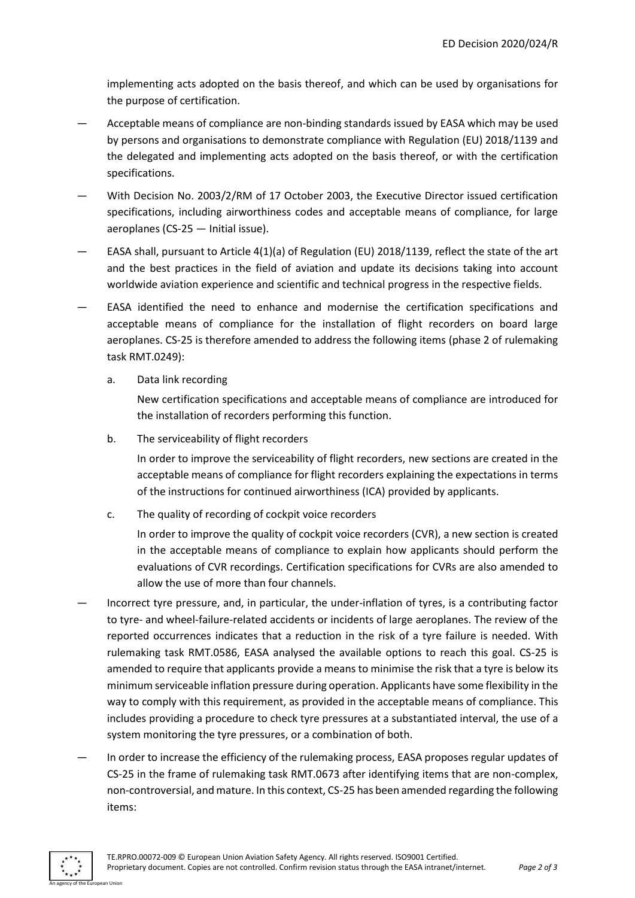implementing acts adopted on the basis thereof, and which can be used by organisations for the purpose of certification.

— Acceptable means of compliance are non-binding standards issued by EASA which may be used by persons and organisations to demonstrate compliance with Regulation (EU) 2018/1139 and the delegated and implementing acts adopted on the basis thereof, or with the certification specifications.

— With Decision No. 2003/2/RM of 17 October 2003, the Executive Director issued certification specifications, including airworthiness codes and acceptable means of compliance, for large aeroplanes (CS-25 — Initial issue).

— EASA shall, pursuant to Article 4(1)(a) of Regulation (EU) 2018/1139, reflect the state of the art and the best practices in the field of aviation and update its decisions taking into account worldwide aviation experience and scientific and technical progress in the respective fields.

— EASA identified the need to enhance and modernise the certification specifications and acceptable means of compliance for the installation of flight recorders on board large aeroplanes. CS-25 is therefore amended to address the following items (phase 2 of rulemaking task RMT.0249):

  a. Data link recording

     New certification specifications and acceptable means of compliance are introduced for the installation of recorders performing this function.

  b. The serviceability of flight recorders

     In order to improve the serviceability of flight recorders, new sections are created in the acceptable means of compliance for flight recorders explaining the expectations in terms of the instructions for continued airworthiness (ICA) provided by applicants.

  c. The quality of recording of cockpit voice recorders

     In order to improve the quality of cockpit voice recorders (CVR), a new section is created in the acceptable means of compliance to explain how applicants should perform the evaluations of CVR recordings. Certification specifications for CVRs are also amended to allow the use of more than four channels.

— Incorrect tyre pressure, and, in particular, the under-inflation of tyres, is a contributing factor to tyre- and wheel-failure-related accidents or incidents of large aeroplanes. The review of the reported occurrences indicates that a reduction in the risk of a tyre failure is needed. With rulemaking task RMT.0586, EASA analysed the available options to reach this goal. CS-25 is amended to require that applicants provide a means to minimise the risk that a tyre is below its minimum serviceable inflation pressure during operation. Applicants have some flexibility in the way to comply with this requirement, as provided in the acceptable means of compliance. This includes providing a procedure to check tyre pressures at a substantiated interval, the use of a system monitoring the tyre pressures, or a combination of both.

— In order to increase the efficiency of the rulemaking process, EASA proposes regular updates of CS-25 in the frame of rulemaking task RMT.0673 after identifying items that are non-complex, non-controversial, and mature. In this context, CS-25 has been amended regarding the following items: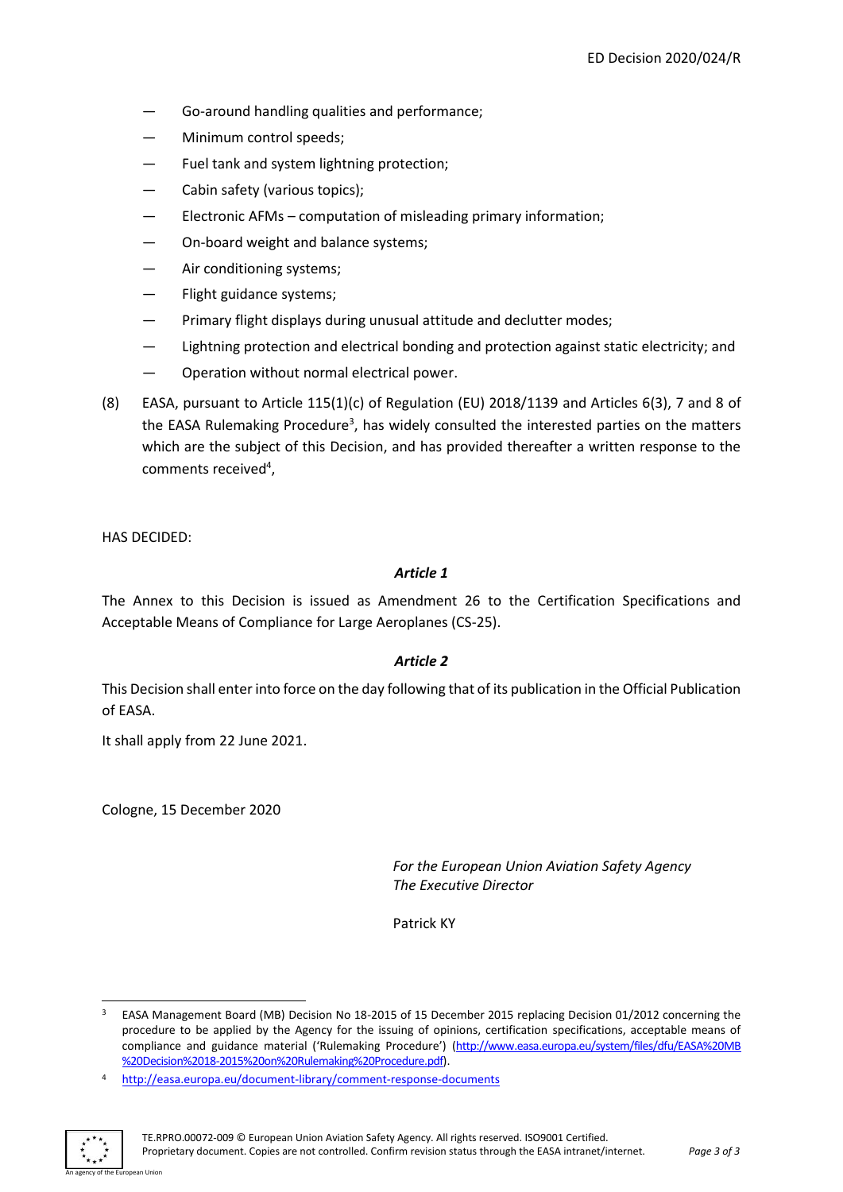- Go-around handling qualities and performance;
- Minimum control speeds;
- Fuel tank and system lightning protection;
- Cabin safety (various topics);
- Electronic AFMs – computation of misleading primary information;
- On-board weight and balance systems;
- Air conditioning systems;
- Flight guidance systems;
- Primary flight displays during unusual attitude and declutter modes;
- Lightning protection and electrical bonding and protection against static electricity; and
- Operation without normal electrical power.

(8) EASA, pursuant to Article 115(1)(c) of Regulation (EU) 2018/1139 and Articles 6(3), 7 and 8 of the EASA Rulemaking Procedure[3], has widely consulted the interested parties on the matters which are the subject of this Decision, and has provided thereafter a written response to the comments received[4],

HAS DECIDED:

***Article 1***

The Annex to this Decision is issued as Amendment 26 to the Certification Specifications and Acceptable Means of Compliance for Large Aeroplanes (CS-25).

***Article 2***

This Decision shall enter into force on the day following that of its publication in the Official Publication of EASA.

It shall apply from 22 June 2021.

Cologne, 15 December 2020

*For the European Union Aviation Safety Agency*
*The Executive Director*

Patrick KY

---

[3] EASA Management Board (MB) Decision No 18-2015 of 15 December 2015 replacing Decision 01/2012 concerning the procedure to be applied by the Agency for the issuing of opinions, certification specifications, acceptable means of compliance and guidance material ('Rulemaking Procedure') (http://www.easa.europa.eu/system/files/dfu/EASA%20MB%20Decision%2018-2015%20on%20Rulemaking%20Procedure.pdf).

[4] http://easa.europa.eu/document-library/comment-response-documents